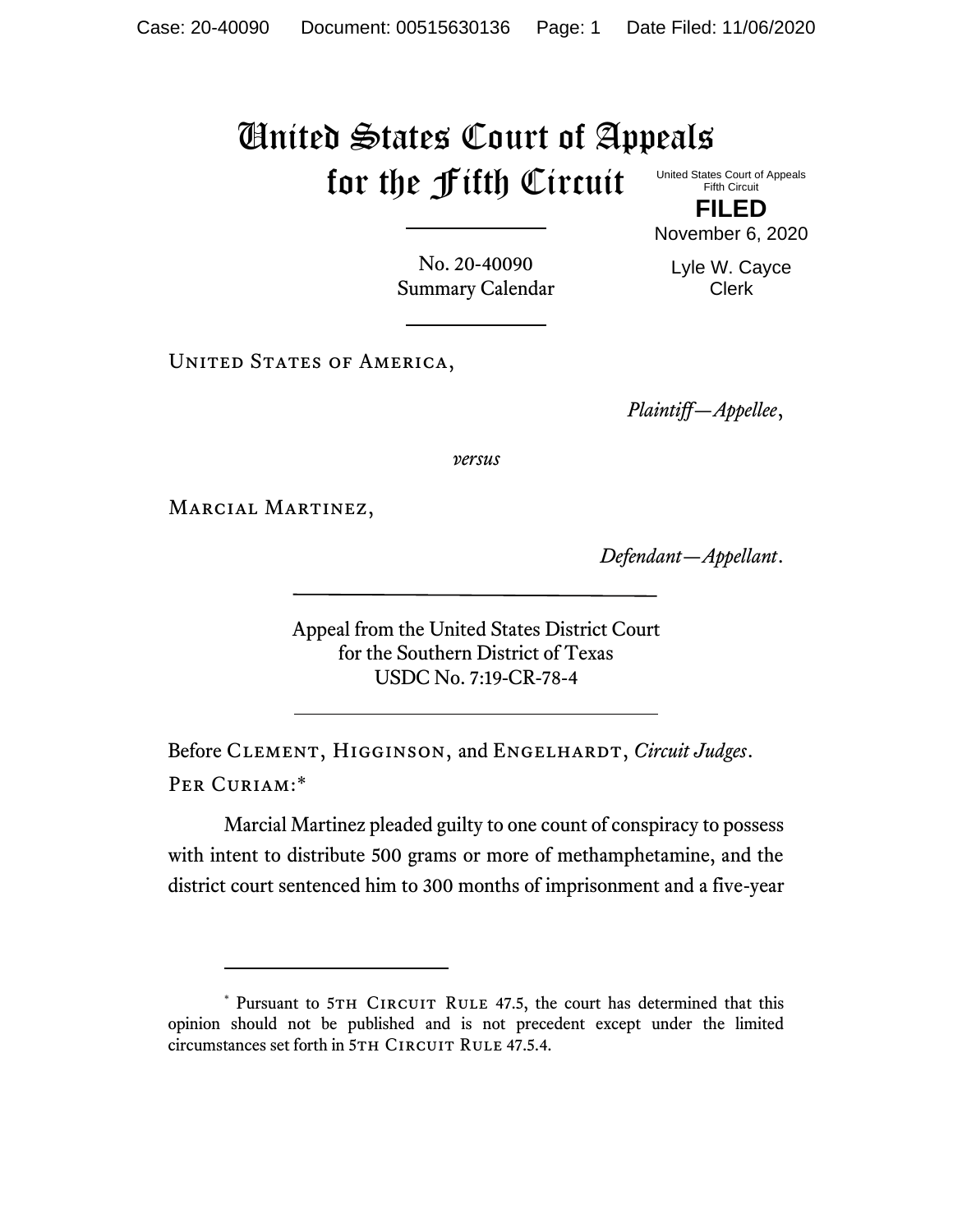# United States Court of Appeals for the Fifth Circuit

United States Court of Appeals
Fifth Circuit

**FILED**

November 6, 2020

Lyle W. Cayce
Clerk

No. 20-40090
Summary Calendar

United States of America,

*Plaintiff—Appellee*,

*versus*

Marcial Martinez,

*Defendant—Appellant*.

Appeal from the United States District Court
for the Southern District of Texas
USDC No. 7:19-CR-78-4

Before Clement, Higginson, and Engelhardt, *Circuit Judges*.

Per Curiam:*

Marcial Martinez pleaded guilty to one count of conspiracy to possess with intent to distribute 500 grams or more of methamphetamine, and the district court sentenced him to 300 months of imprisonment and a five-year

---

\* Pursuant to 5th Circuit Rule 47.5, the court has determined that this opinion should not be published and is not precedent except under the limited circumstances set forth in 5th Circuit Rule 47.5.4.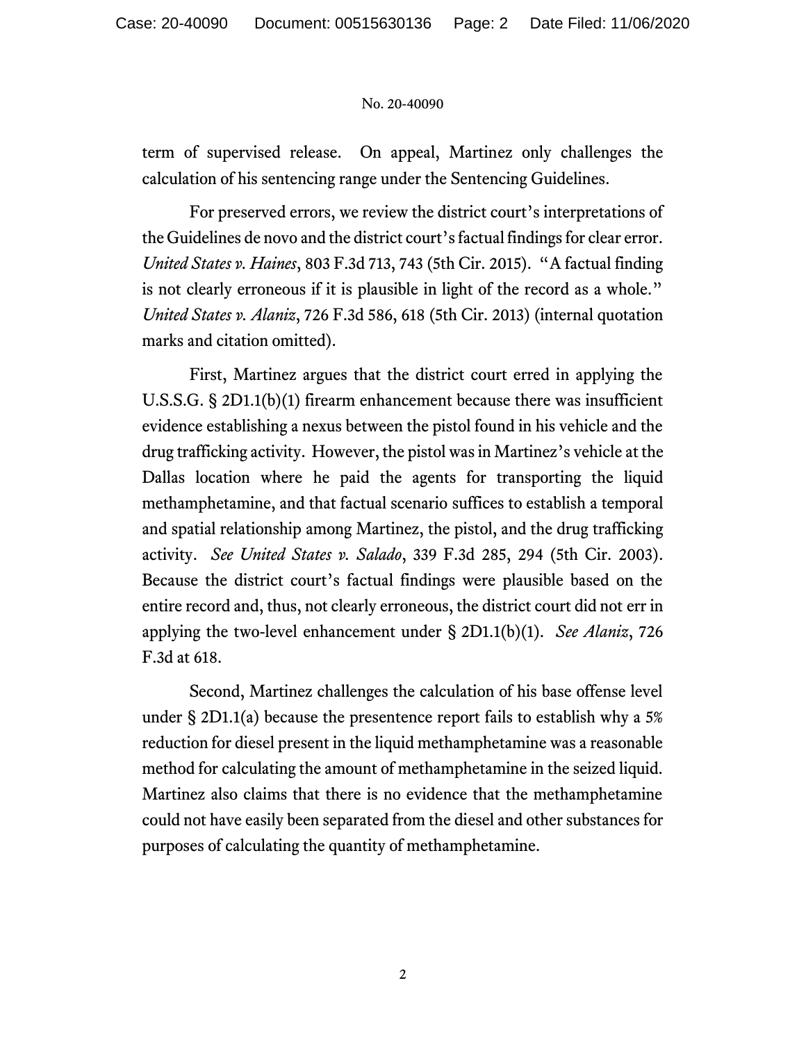term of supervised release. On appeal, Martinez only challenges the calculation of his sentencing range under the Sentencing Guidelines.

For preserved errors, we review the district court's interpretations of the Guidelines de novo and the district court's factual findings for clear error. *United States v. Haines*, 803 F.3d 713, 743 (5th Cir. 2015). "A factual finding is not clearly erroneous if it is plausible in light of the record as a whole." *United States v. Alaniz*, 726 F.3d 586, 618 (5th Cir. 2013) (internal quotation marks and citation omitted).

First, Martinez argues that the district court erred in applying the U.S.S.G. § 2D1.1(b)(1) firearm enhancement because there was insufficient evidence establishing a nexus between the pistol found in his vehicle and the drug trafficking activity. However, the pistol was in Martinez's vehicle at the Dallas location where he paid the agents for transporting the liquid methamphetamine, and that factual scenario suffices to establish a temporal and spatial relationship among Martinez, the pistol, and the drug trafficking activity. *See United States v. Salado*, 339 F.3d 285, 294 (5th Cir. 2003). Because the district court's factual findings were plausible based on the entire record and, thus, not clearly erroneous, the district court did not err in applying the two-level enhancement under § 2D1.1(b)(1). *See Alaniz*, 726 F.3d at 618.

Second, Martinez challenges the calculation of his base offense level under § 2D1.1(a) because the presentence report fails to establish why a 5% reduction for diesel present in the liquid methamphetamine was a reasonable method for calculating the amount of methamphetamine in the seized liquid. Martinez also claims that there is no evidence that the methamphetamine could not have easily been separated from the diesel and other substances for purposes of calculating the quantity of methamphetamine.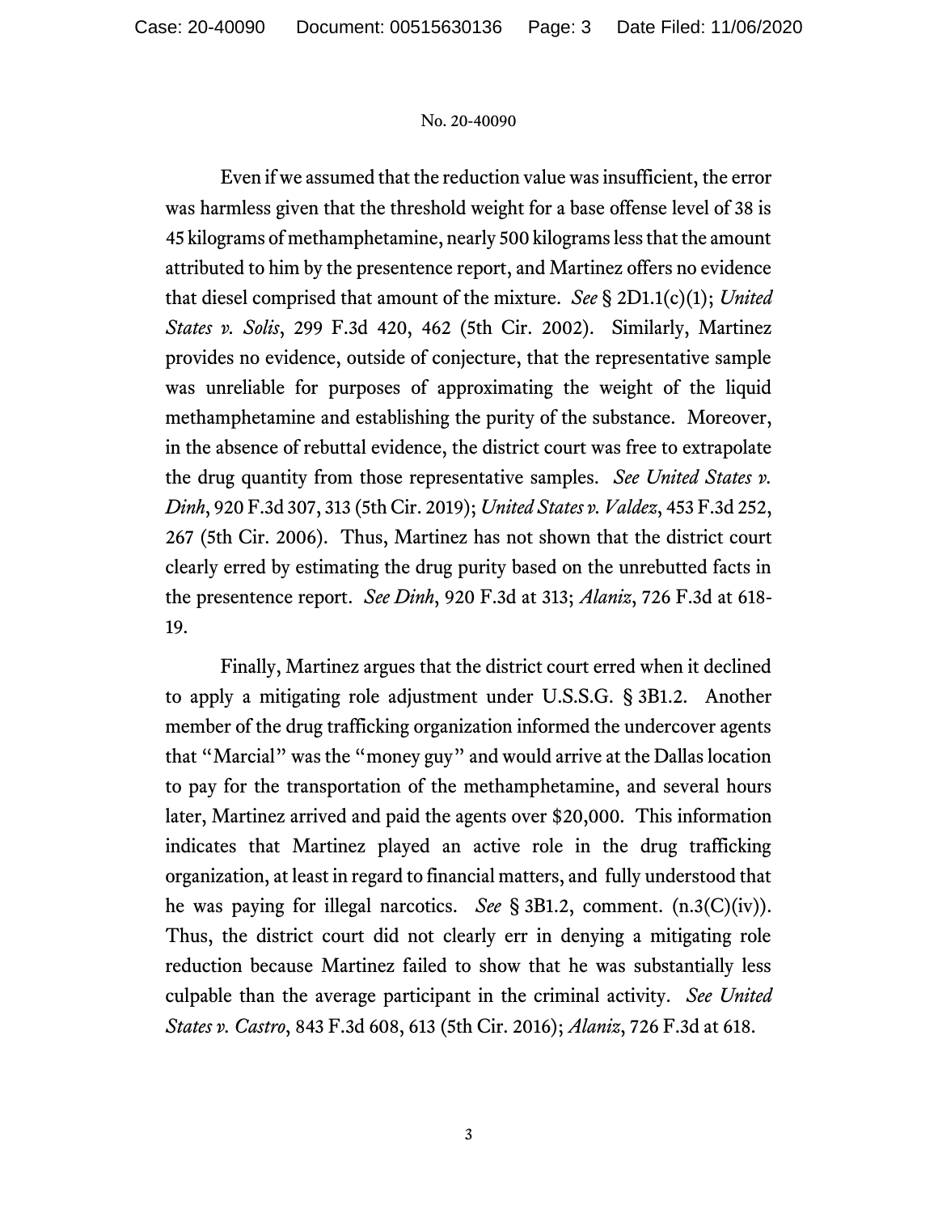Even if we assumed that the reduction value was insufficient, the error was harmless given that the threshold weight for a base offense level of 38 is 45 kilograms of methamphetamine, nearly 500 kilograms less that the amount attributed to him by the presentence report, and Martinez offers no evidence that diesel comprised that amount of the mixture. *See* § 2D1.1(c)(1); *United States v. Solis*, 299 F.3d 420, 462 (5th Cir. 2002). Similarly, Martinez provides no evidence, outside of conjecture, that the representative sample was unreliable for purposes of approximating the weight of the liquid methamphetamine and establishing the purity of the substance. Moreover, in the absence of rebuttal evidence, the district court was free to extrapolate the drug quantity from those representative samples. *See United States v. Dinh*, 920 F.3d 307, 313 (5th Cir. 2019); *United States v. Valdez*, 453 F.3d 252, 267 (5th Cir. 2006). Thus, Martinez has not shown that the district court clearly erred by estimating the drug purity based on the unrebutted facts in the presentence report. *See Dinh*, 920 F.3d at 313; *Alaniz*, 726 F.3d at 618-19.

Finally, Martinez argues that the district court erred when it declined to apply a mitigating role adjustment under U.S.S.G. § 3B1.2. Another member of the drug trafficking organization informed the undercover agents that "Marcial" was the "money guy" and would arrive at the Dallas location to pay for the transportation of the methamphetamine, and several hours later, Martinez arrived and paid the agents over $20,000. This information indicates that Martinez played an active role in the drug trafficking organization, at least in regard to financial matters, and fully understood that he was paying for illegal narcotics. *See* § 3B1.2, comment. (n.3(C)(iv)). Thus, the district court did not clearly err in denying a mitigating role reduction because Martinez failed to show that he was substantially less culpable than the average participant in the criminal activity. *See United States v. Castro*, 843 F.3d 608, 613 (5th Cir. 2016); *Alaniz*, 726 F.3d at 618.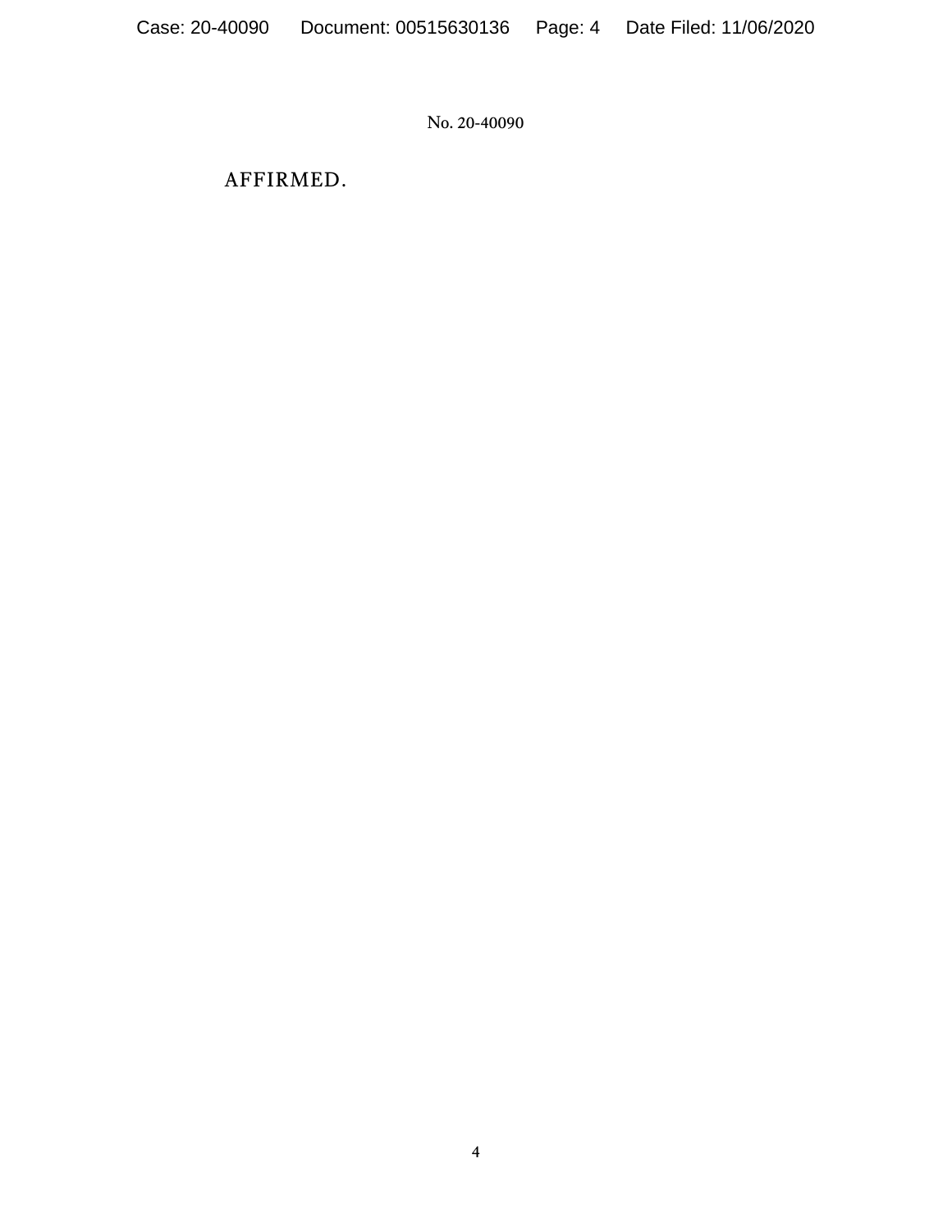AFFIRMED.